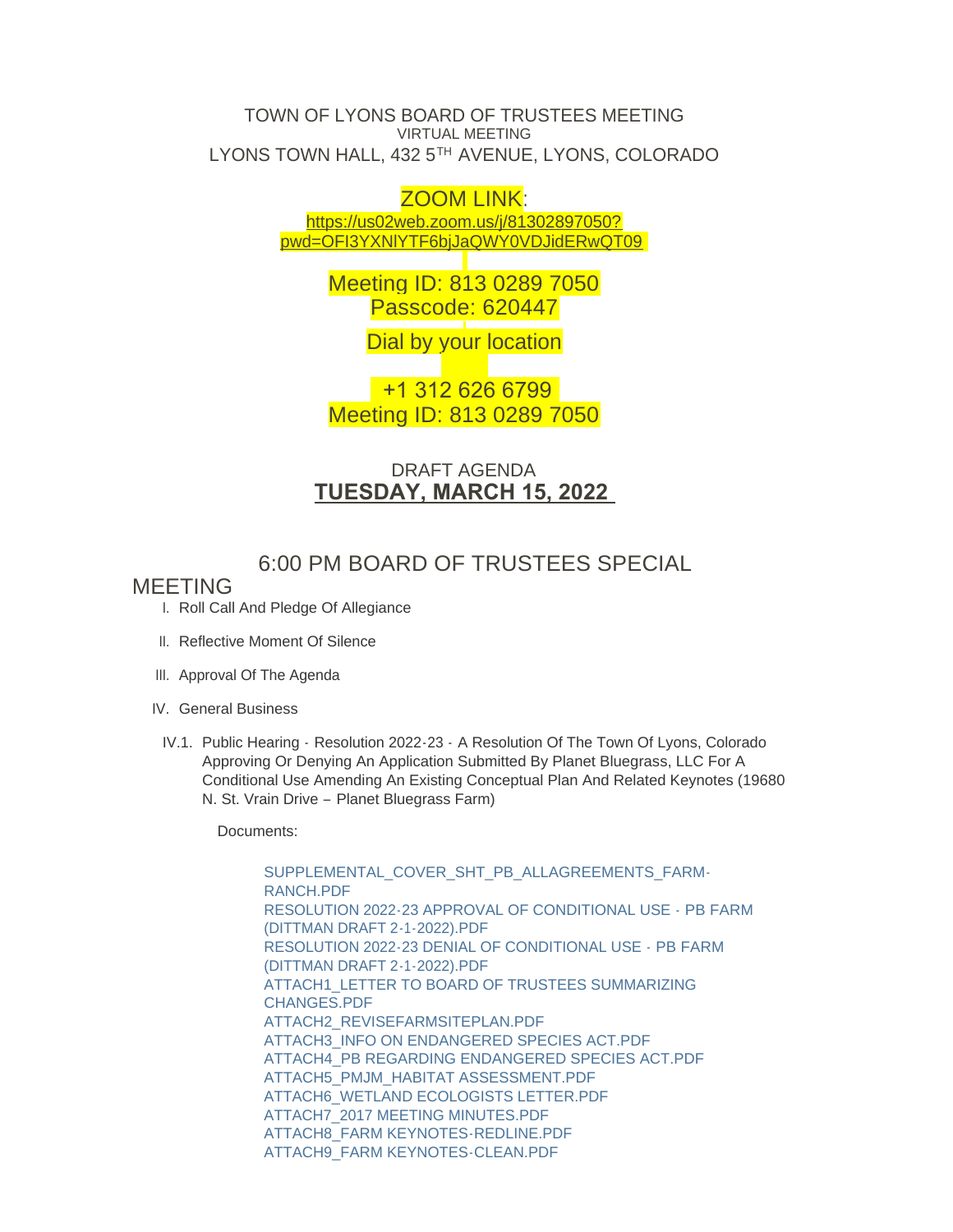TOWN OF LYONS BOARD OF TRUSTEES MEETING
VIRTUAL MEETING
LYONS TOWN HALL, 432 5TH AVENUE, LYONS, COLORADO

ZOOM LINK:
https://us02web.zoom.us/j/81302897050?pwd=OFI3YXNlYTF6bjJaQWY0VDJidERwQT09

Meeting ID: 813 0289 7050
Passcode: 620447

Dial by your location

+1 312 626 6799
Meeting ID: 813 0289 7050

DRAFT AGENDA
**TUESDAY, MARCH 15, 2022**

## 6:00 PM BOARD OF TRUSTEES SPECIAL MEETING

I. Roll Call And Pledge Of Allegiance

II. Reflective Moment Of Silence

III. Approval Of The Agenda

IV. General Business

IV.1. Public Hearing - Resolution 2022-23 - A Resolution Of The Town Of Lyons, Colorado Approving Or Denying An Application Submitted By Planet Bluegrass, LLC For A Conditional Use Amending An Existing Conceptual Plan And Related Keynotes (19680 N. St. Vrain Drive – Planet Bluegrass Farm)

Documents:

SUPPLEMENTAL_COVER_SHT_PB_ALLAGREEMENTS_FARM-RANCH.PDF
RESOLUTION 2022-23 APPROVAL OF CONDITIONAL USE - PB FARM (DITTMAN DRAFT 2-1-2022).PDF
RESOLUTION 2022-23 DENIAL OF CONDITIONAL USE - PB FARM (DITTMAN DRAFT 2-1-2022).PDF
ATTACH1_LETTER TO BOARD OF TRUSTEES SUMMARIZING CHANGES.PDF
ATTACH2_REVISEFARMSITEPLAN.PDF
ATTACH3_INFO ON ENDANGERED SPECIES ACT.PDF
ATTACH4_PB REGARDING ENDANGERED SPECIES ACT.PDF
ATTACH5_PMJM_HABITAT ASSESSMENT.PDF
ATTACH6_WETLAND ECOLOGISTS LETTER.PDF
ATTACH7_2017 MEETING MINUTES.PDF
ATTACH8_FARM KEYNOTES-REDLINE.PDF
ATTACH9_FARM KEYNOTES-CLEAN.PDF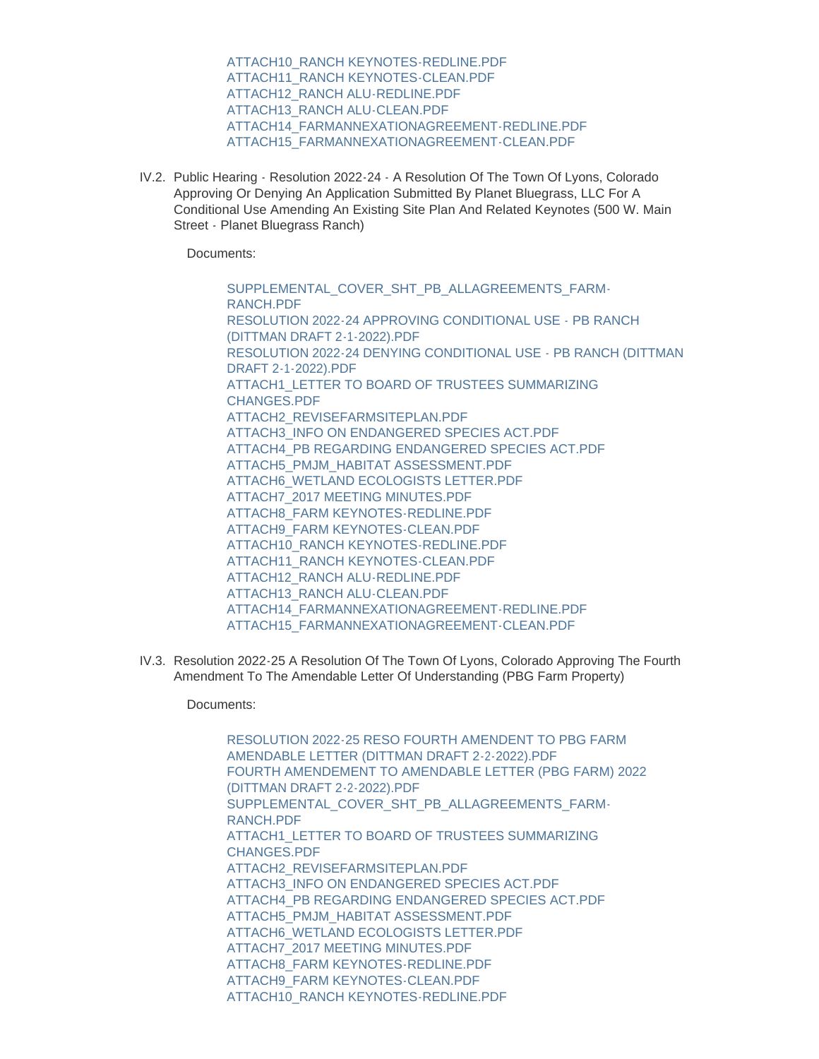ATTACH10_RANCH KEYNOTES-REDLINE.PDF
ATTACH11_RANCH KEYNOTES-CLEAN.PDF
ATTACH12_RANCH ALU-REDLINE.PDF
ATTACH13_RANCH ALU-CLEAN.PDF
ATTACH14_FARMANNEXATIONAGREEMENT-REDLINE.PDF
ATTACH15_FARMANNEXATIONAGREEMENT-CLEAN.PDF

IV.2. Public Hearing - Resolution 2022-24 - A Resolution Of The Town Of Lyons, Colorado Approving Or Denying An Application Submitted By Planet Bluegrass, LLC For A Conditional Use Amending An Existing Site Plan And Related Keynotes (500 W. Main Street - Planet Bluegrass Ranch)

Documents:

SUPPLEMENTAL_COVER_SHT_PB_ALLAGREEMENTS_FARM-RANCH.PDF
RESOLUTION 2022-24 APPROVING CONDITIONAL USE - PB RANCH (DITTMAN DRAFT 2-1-2022).PDF
RESOLUTION 2022-24 DENYING CONDITIONAL USE - PB RANCH (DITTMAN DRAFT 2-1-2022).PDF
ATTACH1_LETTER TO BOARD OF TRUSTEES SUMMARIZING CHANGES.PDF
ATTACH2_REVISEFARMSITEPLAN.PDF
ATTACH3_INFO ON ENDANGERED SPECIES ACT.PDF
ATTACH4_PB REGARDING ENDANGERED SPECIES ACT.PDF
ATTACH5_PMJM_HABITAT ASSESSMENT.PDF
ATTACH6_WETLAND ECOLOGISTS LETTER.PDF
ATTACH7_2017 MEETING MINUTES.PDF
ATTACH8_FARM KEYNOTES-REDLINE.PDF
ATTACH9_FARM KEYNOTES-CLEAN.PDF
ATTACH10_RANCH KEYNOTES-REDLINE.PDF
ATTACH11_RANCH KEYNOTES-CLEAN.PDF
ATTACH12_RANCH ALU-REDLINE.PDF
ATTACH13_RANCH ALU-CLEAN.PDF
ATTACH14_FARMANNEXATIONAGREEMENT-REDLINE.PDF
ATTACH15_FARMANNEXATIONAGREEMENT-CLEAN.PDF

IV.3. Resolution 2022-25 A Resolution Of The Town Of Lyons, Colorado Approving The Fourth Amendment To The Amendable Letter Of Understanding (PBG Farm Property)

Documents:

RESOLUTION 2022-25 RESO FOURTH AMENDENT TO PBG FARM AMENDABLE LETTER (DITTMAN DRAFT 2-2-2022).PDF
FOURTH AMENDEMENT TO AMENDABLE LETTER (PBG FARM) 2022 (DITTMAN DRAFT 2-2-2022).PDF
SUPPLEMENTAL_COVER_SHT_PB_ALLAGREEMENTS_FARM-RANCH.PDF
ATTACH1_LETTER TO BOARD OF TRUSTEES SUMMARIZING CHANGES.PDF
ATTACH2_REVISEFARMSITEPLAN.PDF
ATTACH3_INFO ON ENDANGERED SPECIES ACT.PDF
ATTACH4_PB REGARDING ENDANGERED SPECIES ACT.PDF
ATTACH5_PMJM_HABITAT ASSESSMENT.PDF
ATTACH6_WETLAND ECOLOGISTS LETTER.PDF
ATTACH7_2017 MEETING MINUTES.PDF
ATTACH8_FARM KEYNOTES-REDLINE.PDF
ATTACH9_FARM KEYNOTES-CLEAN.PDF
ATTACH10_RANCH KEYNOTES-REDLINE.PDF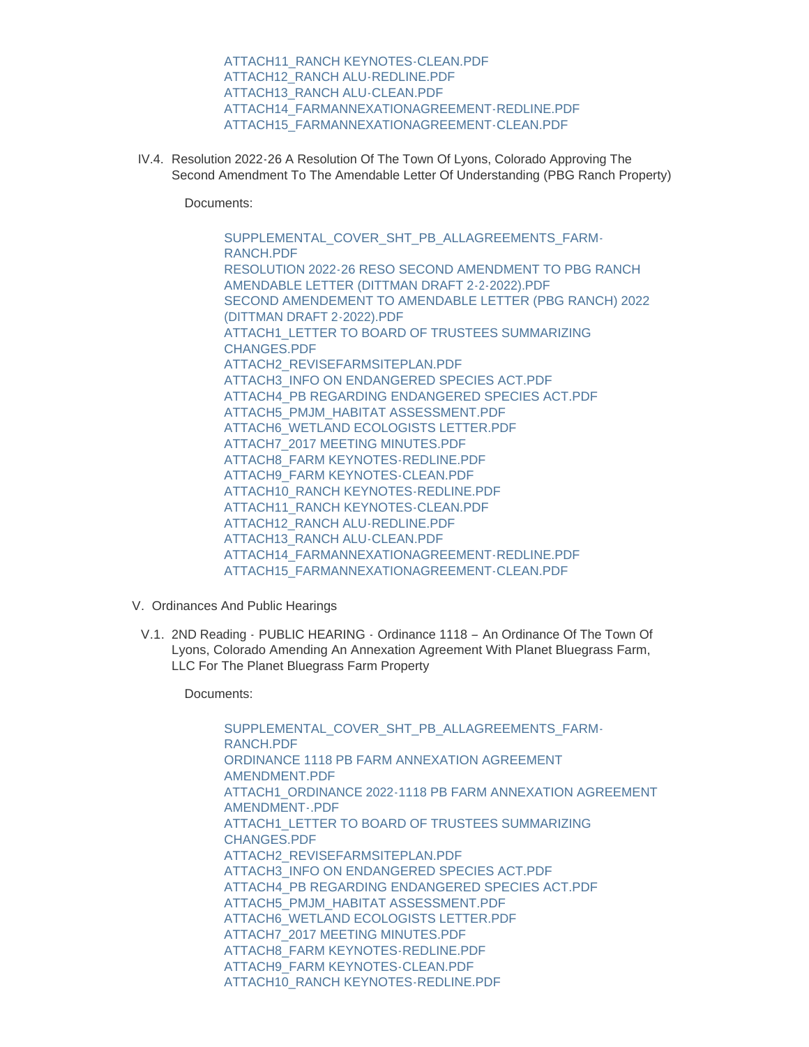- ATTACH11_RANCH KEYNOTES-CLEAN.PDF
- ATTACH12_RANCH ALU-REDLINE.PDF
- ATTACH13_RANCH ALU-CLEAN.PDF
- ATTACH14_FARMANNEXATIONAGREEMENT-REDLINE.PDF
- ATTACH15_FARMANNEXATIONAGREEMENT-CLEAN.PDF

IV.4. Resolution 2022-26 A Resolution Of The Town Of Lyons, Colorado Approving The Second Amendment To The Amendable Letter Of Understanding (PBG Ranch Property)

Documents:

- SUPPLEMENTAL_COVER_SHT_PB_ALLAGREEMENTS_FARM-RANCH.PDF
- RESOLUTION 2022-26 RESO SECOND AMENDMENT TO PBG RANCH AMENDABLE LETTER (DITTMAN DRAFT 2-2-2022).PDF
- SECOND AMENDEMENT TO AMENDABLE LETTER (PBG RANCH) 2022 (DITTMAN DRAFT 2-2022).PDF
- ATTACH1_LETTER TO BOARD OF TRUSTEES SUMMARIZING CHANGES.PDF
- ATTACH2_REVISEFARMSITEPLAN.PDF
- ATTACH3_INFO ON ENDANGERED SPECIES ACT.PDF
- ATTACH4_PB REGARDING ENDANGERED SPECIES ACT.PDF
- ATTACH5_PMJM_HABITAT ASSESSMENT.PDF
- ATTACH6_WETLAND ECOLOGISTS LETTER.PDF
- ATTACH7_2017 MEETING MINUTES.PDF
- ATTACH8_FARM KEYNOTES-REDLINE.PDF
- ATTACH9_FARM KEYNOTES-CLEAN.PDF
- ATTACH10_RANCH KEYNOTES-REDLINE.PDF
- ATTACH11_RANCH KEYNOTES-CLEAN.PDF
- ATTACH12_RANCH ALU-REDLINE.PDF
- ATTACH13_RANCH ALU-CLEAN.PDF
- ATTACH14_FARMANNEXATIONAGREEMENT-REDLINE.PDF
- ATTACH15_FARMANNEXATIONAGREEMENT-CLEAN.PDF

V. Ordinances And Public Hearings

V.1. 2ND Reading - PUBLIC HEARING - Ordinance 1118 – An Ordinance Of The Town Of Lyons, Colorado Amending An Annexation Agreement With Planet Bluegrass Farm, LLC For The Planet Bluegrass Farm Property

Documents:

- SUPPLEMENTAL_COVER_SHT_PB_ALLAGREEMENTS_FARM-RANCH.PDF
- ORDINANCE 1118 PB FARM ANNEXATION AGREEMENT AMENDMENT.PDF
- ATTACH1_ORDINANCE 2022-1118 PB FARM ANNEXATION AGREEMENT AMENDMENT-.PDF
- ATTACH1_LETTER TO BOARD OF TRUSTEES SUMMARIZING CHANGES.PDF
- ATTACH2_REVISEFARMSITEPLAN.PDF
- ATTACH3_INFO ON ENDANGERED SPECIES ACT.PDF
- ATTACH4_PB REGARDING ENDANGERED SPECIES ACT.PDF
- ATTACH5_PMJM_HABITAT ASSESSMENT.PDF
- ATTACH6_WETLAND ECOLOGISTS LETTER.PDF
- ATTACH7_2017 MEETING MINUTES.PDF
- ATTACH8_FARM KEYNOTES-REDLINE.PDF
- ATTACH9_FARM KEYNOTES-CLEAN.PDF
- ATTACH10_RANCH KEYNOTES-REDLINE.PDF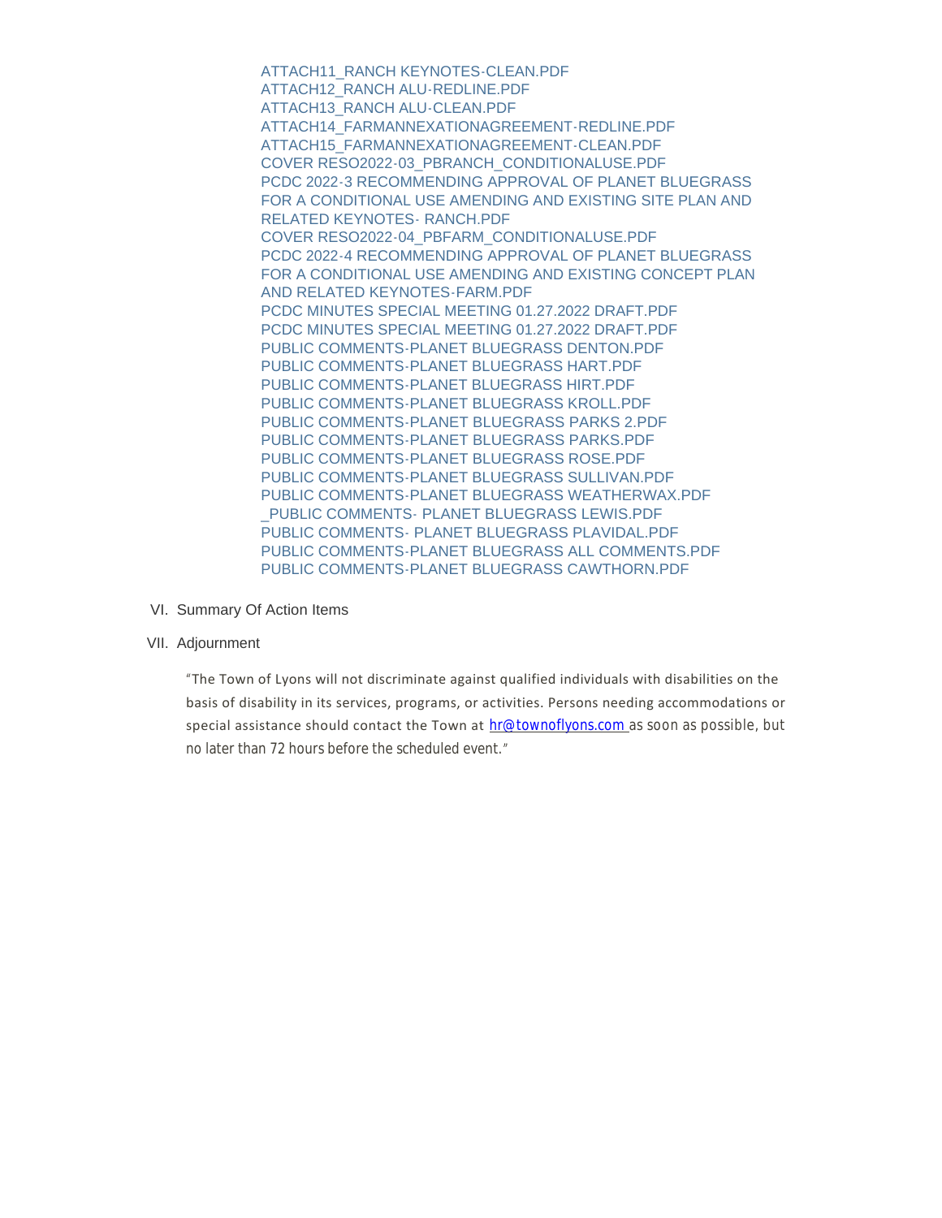ATTACH11_RANCH KEYNOTES-CLEAN.PDF
ATTACH12_RANCH ALU-REDLINE.PDF
ATTACH13_RANCH ALU-CLEAN.PDF
ATTACH14_FARMANNEXATIONAGREEMENT-REDLINE.PDF
ATTACH15_FARMANNEXATIONAGREEMENT-CLEAN.PDF
COVER RESO2022-03_PBRANCH_CONDITIONALUSE.PDF
PCDC 2022-3 RECOMMENDING APPROVAL OF PLANET BLUEGRASS FOR A CONDITIONAL USE AMENDING AND EXISTING SITE PLAN AND RELATED KEYNOTES- RANCH.PDF
COVER RESO2022-04_PBFARM_CONDITIONALUSE.PDF
PCDC 2022-4 RECOMMENDING APPROVAL OF PLANET BLUEGRASS FOR A CONDITIONAL USE AMENDING AND EXISTING CONCEPT PLAN AND RELATED KEYNOTES-FARM.PDF
PCDC MINUTES SPECIAL MEETING 01.27.2022 DRAFT.PDF
PCDC MINUTES SPECIAL MEETING 01.27.2022 DRAFT.PDF
PUBLIC COMMENTS-PLANET BLUEGRASS DENTON.PDF
PUBLIC COMMENTS-PLANET BLUEGRASS HART.PDF
PUBLIC COMMENTS-PLANET BLUEGRASS HIRT.PDF
PUBLIC COMMENTS-PLANET BLUEGRASS KROLL.PDF
PUBLIC COMMENTS-PLANET BLUEGRASS PARKS 2.PDF
PUBLIC COMMENTS-PLANET BLUEGRASS PARKS.PDF
PUBLIC COMMENTS-PLANET BLUEGRASS ROSE.PDF
PUBLIC COMMENTS-PLANET BLUEGRASS SULLIVAN.PDF
PUBLIC COMMENTS-PLANET BLUEGRASS WEATHERWAX.PDF
_PUBLIC COMMENTS- PLANET BLUEGRASS LEWIS.PDF
PUBLIC COMMENTS- PLANET BLUEGRASS PLAVIDAL.PDF
PUBLIC COMMENTS-PLANET BLUEGRASS ALL COMMENTS.PDF
PUBLIC COMMENTS-PLANET BLUEGRASS CAWTHORN.PDF

VI. Summary Of Action Items

VII. Adjournment

"The Town of Lyons will not discriminate against qualified individuals with disabilities on the basis of disability in its services, programs, or activities. Persons needing accommodations or special assistance should contact the Town at hr@townoflyons.com as soon as possible, but no later than 72 hours before the scheduled event."